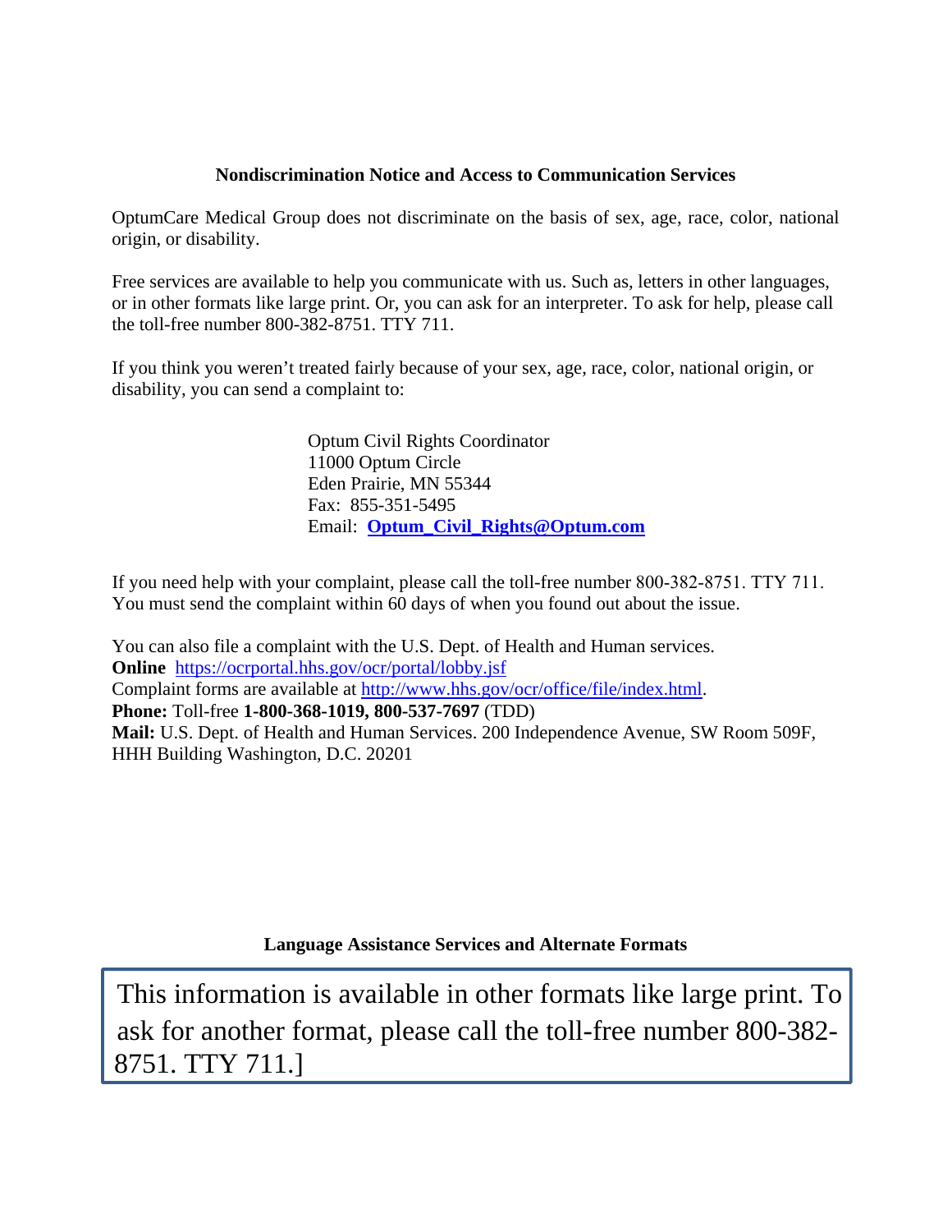## Nondiscrimination Notice and Access to Communication Services

OptumCare Medical Group does not discriminate on the basis of sex, age, race, color, national origin, or disability.

Free services are available to help you communicate with us. Such as, letters in other languages, or in other formats like large print. Or, you can ask for an interpreter. To ask for help, please call the toll-free number 800-382-8751. TTY 711.

If you think you weren't treated fairly because of your sex, age, race, color, national origin, or disability, you can send a complaint to:

Optum Civil Rights Coordinator
11000 Optum Circle
Eden Prairie, MN 55344
Fax: 855-351-5495
Email: **Optum_Civil_Rights@Optum.com**

If you need help with your complaint, please call the toll-free number 800-382-8751. TTY 711. You must send the complaint within 60 days of when you found out about the issue.

You can also file a complaint with the U.S. Dept. of Health and Human services.
**Online** https://ocrportal.hhs.gov/ocr/portal/lobby.jsf
Complaint forms are available at http://www.hhs.gov/ocr/office/file/index.html.
**Phone:** Toll-free **1-800-368-1019, 800-537-7697** (TDD)
**Mail:** U.S. Dept. of Health and Human Services. 200 Independence Avenue, SW Room 509F, HHH Building Washington, D.C. 20201

## Language Assistance Services and Alternate Formats

This information is available in other formats like large print. To ask for another format, please call the toll-free number 800-382-8751. TTY 711.]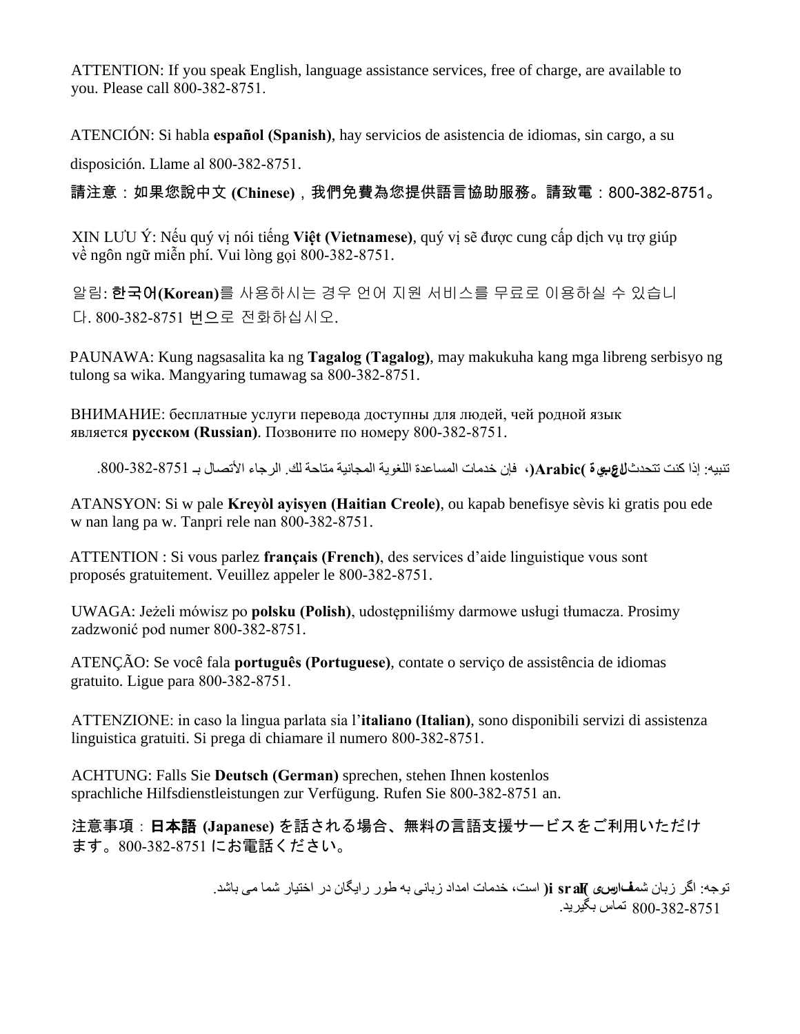ATTENTION: If you speak English, language assistance services, free of charge, are available to you. Please call 800-382-8751.

ATENCIÓN: Si habla **español (Spanish)**, hay servicios de asistencia de idiomas, sin cargo, a su disposición. Llame al 800-382-8751.

請注意：如果您說中文 **(Chinese)**，我們免費為您提供語言協助服務。請致電：800-382-8751。

XIN LƯU Ý: Nếu quý vị nói tiếng **Việt (Vietnamese)**, quý vị sẽ được cung cấp dịch vụ trợ giúp về ngôn ngữ miễn phí. Vui lòng gọi 800-382-8751.

알림: **한국어(Korean)**를 사용하시는 경우 언어 지원 서비스를 무료로 이용하실 수 있습니다. 800-382-8751 번으로 전화하십시오.

PAUNAWA: Kung nagsasalita ka ng **Tagalog (Tagalog)**, may makukuha kang mga libreng serbisyo ng tulong sa wika. Mangyaring tumawag sa 800-382-8751.

ВНИМАНИЕ: бесплатные услуги перевода доступны для людей, чей родной язык является **русском (Russian)**. Позвоните по номеру 800-382-8751.

تنبيه: إذا كنت تتحدث **العربية (Arabic)**، فإن خدمات المساعدة اللغوية المجانية متاحة لك. الرجاء الأتصال بـ 800-382-8751.

ATANSYON: Si w pale **Kreyòl ayisyen (Haitian Creole)**, ou kapab benefisye sèvis ki gratis pou ede w nan lang pa w. Tanpri rele nan 800-382-8751.

ATTENTION : Si vous parlez **français (French)**, des services d'aide linguistique vous sont proposés gratuitement. Veuillez appeler le 800-382-8751.

UWAGA: Jeżeli mówisz po **polsku (Polish)**, udostępniliśmy darmowe usługi tłumacza. Prosimy zadzwonić pod numer 800-382-8751.

ATENÇÃO: Se você fala **português (Portuguese)**, contate o serviço de assistência de idiomas gratuito. Ligue para 800-382-8751.

ATTENZIONE: in caso la lingua parlata sia l'**italiano (Italian)**, sono disponibili servizi di assistenza linguistica gratuiti. Si prega di chiamare il numero 800-382-8751.

ACHTUNG: Falls Sie **Deutsch (German)** sprechen, stehen Ihnen kostenlos sprachliche Hilfsdienstleistungen zur Verfügung. Rufen Sie 800-382-8751 an.

注意事項：**日本語 (Japanese)** を話される場合、無料の言語支援サービスをご利用いただけます。800-382-8751 にお電話ください。

توجه: اگر زبان شما **فارسی (Farsi)** است، خدمات امداد زبانی به طور رایگان در اختیار شما می باشد. 800-382-8751 تماس بگیرید.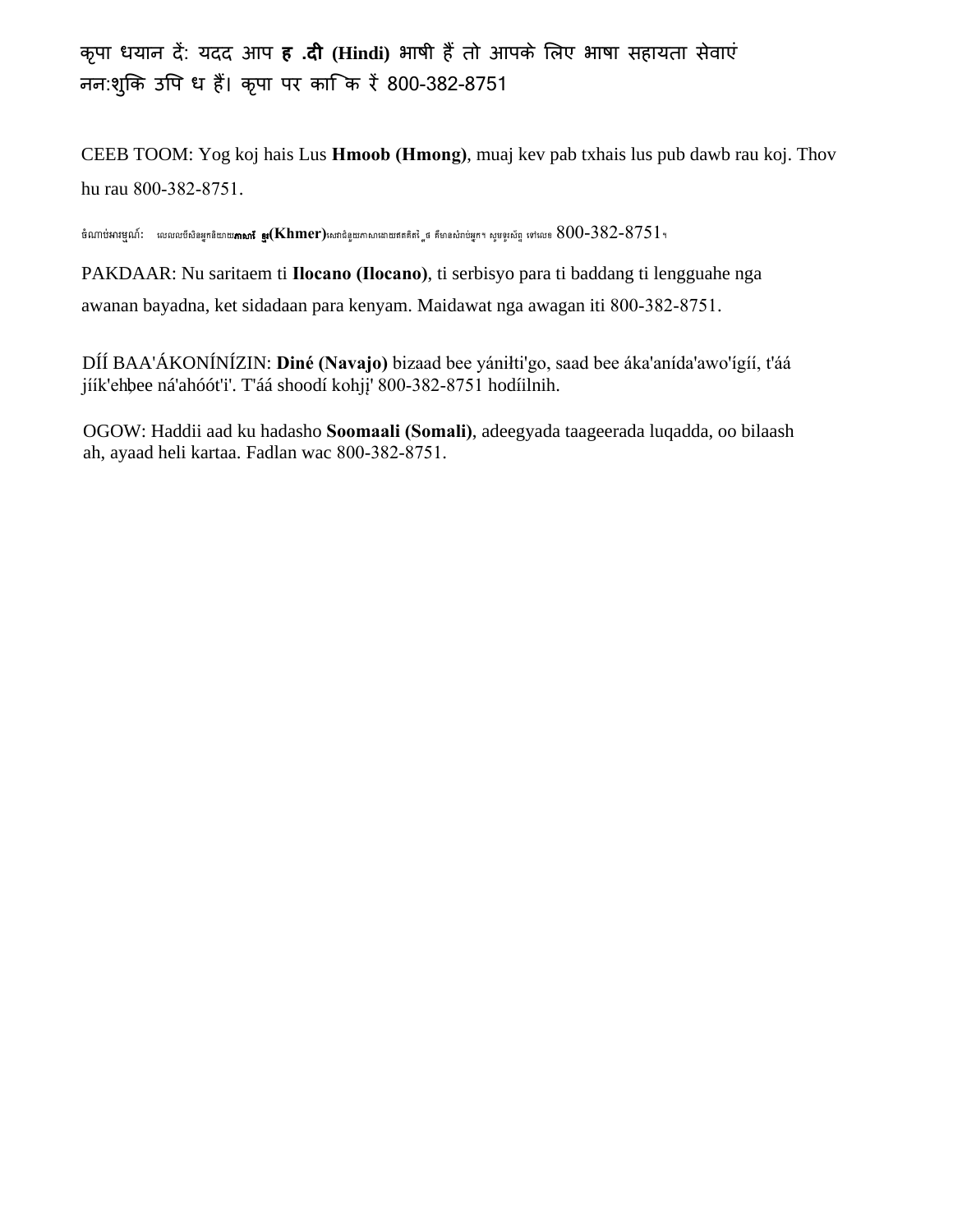कृपा धयान दें: यदद आप **ह .दी (Hindi)** भाषी हैं तो आपके लिए भाषा सहायता सेवाएं ननःशुकि उपि ध हैं। कृपा पर का कि रें 800-382-8751

CEEB TOOM: Yog koj hais Lus **Hmoob (Hmong)**, muaj kev pab txhais lus pub dawb rau koj. Thov hu rau 800-382-8751.

ចំណាប់អារម្មណ៍: លេលលបីសិនអ្នកនិយាយ**ភាសា ខ្មែរ(Khmer)**សោជំនួយភាសាដោយឥតគិតថ្លៃ គឺមានសំរាប់អ្នក។ សូមទូរស័ព្ទ ទៅលេខ 800-382-8751។

PAKDAAR: Nu saritaem ti **Ilocano (Ilocano)**, ti serbisyo para ti baddang ti lengguahe nga awanan bayadna, ket sidadaan para kenyam. Maidawat nga awagan iti 800-382-8751.

DÍÍ BAA'ÁKONÍNÍZIN: **Diné (Navajo)** bizaad bee yáníłti'go, saad bee áka'anída'awo'ígíí, t'áá jíík'eh̨bee ná'ahóót'i'. T'áá shoodí kohj̨į' 800-382-8751 hodíilnih.

OGOW: Haddii aad ku hadasho **Soomaali (Somali)**, adeegyada taageerada luqadda, oo bilaash ah, ayaad heli kartaa. Fadlan wac 800-382-8751.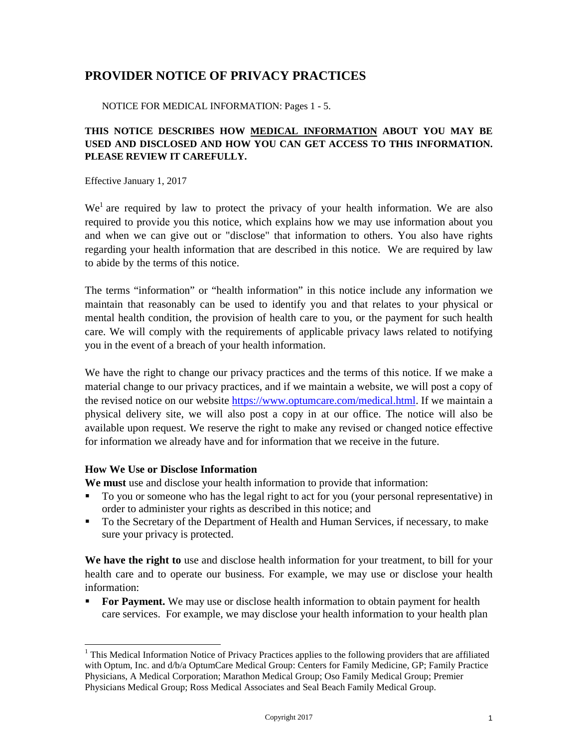# PROVIDER NOTICE OF PRIVACY PRACTICES

NOTICE FOR MEDICAL INFORMATION: Pages 1 - 5.

**THIS NOTICE DESCRIBES HOW <u>MEDICAL INFORMATION</u> ABOUT YOU MAY BE USED AND DISCLOSED AND HOW YOU CAN GET ACCESS TO THIS INFORMATION. PLEASE REVIEW IT CAREFULLY.**

Effective January 1, 2017

We[1] are required by law to protect the privacy of your health information. We are also required to provide you this notice, which explains how we may use information about you and when we can give out or "disclose" that information to others. You also have rights regarding your health information that are described in this notice. We are required by law to abide by the terms of this notice.

The terms "information" or "health information" in this notice include any information we maintain that reasonably can be used to identify you and that relates to your physical or mental health condition, the provision of health care to you, or the payment for such health care. We will comply with the requirements of applicable privacy laws related to notifying you in the event of a breach of your health information.

We have the right to change our privacy practices and the terms of this notice. If we make a material change to our privacy practices, and if we maintain a website, we will post a copy of the revised notice on our website [https://www.optumcare.com/medical.html](https://www.optumcare.com/medical.html). If we maintain a physical delivery site, we will also post a copy in at our office. The notice will also be available upon request. We reserve the right to make any revised or changed notice effective for information we already have and for information that we receive in the future.

### How We Use or Disclose Information

**We must** use and disclose your health information to provide that information:

- To you or someone who has the legal right to act for you (your personal representative) in order to administer your rights as described in this notice; and
- To the Secretary of the Department of Health and Human Services, if necessary, to make sure your privacy is protected.

**We have the right to** use and disclose health information for your treatment, to bill for your health care and to operate our business. For example, we may use or disclose your health information:

- **For Payment.** We may use or disclose health information to obtain payment for health care services. For example, we may disclose your health information to your health plan

---

[1] This Medical Information Notice of Privacy Practices applies to the following providers that are affiliated with Optum, Inc. and d/b/a OptumCare Medical Group: Centers for Family Medicine, GP; Family Practice Physicians, A Medical Corporation; Marathon Medical Group; Oso Family Medical Group; Premier Physicians Medical Group; Ross Medical Associates and Seal Beach Family Medical Group.

Copyright 2017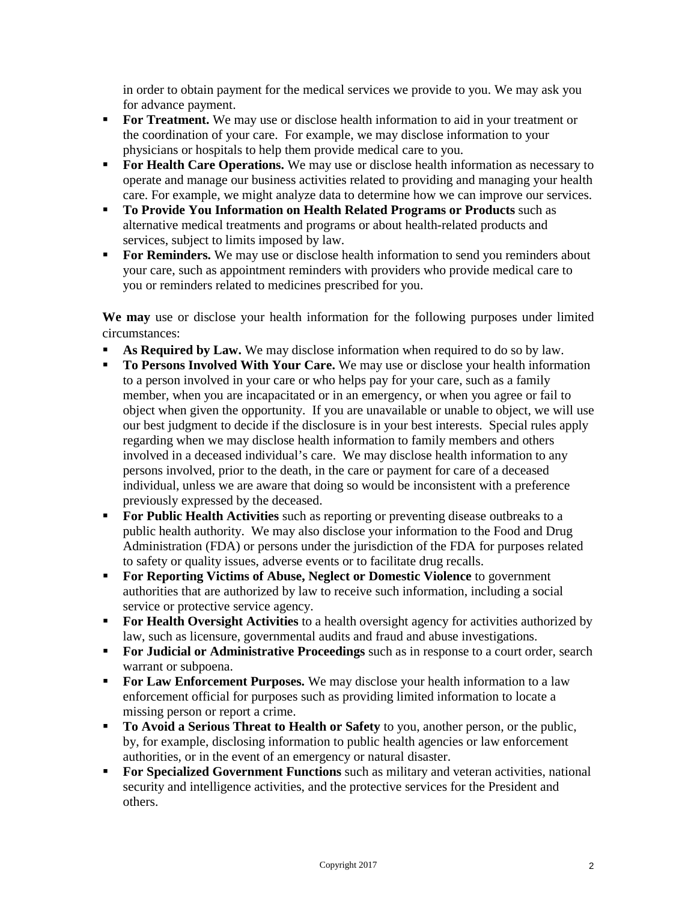in order to obtain payment for the medical services we provide to you. We may ask you for advance payment.

- **For Treatment.** We may use or disclose health information to aid in your treatment or the coordination of your care. For example, we may disclose information to your physicians or hospitals to help them provide medical care to you.
- **For Health Care Operations.** We may use or disclose health information as necessary to operate and manage our business activities related to providing and managing your health care. For example, we might analyze data to determine how we can improve our services.
- **To Provide You Information on Health Related Programs or Products** such as alternative medical treatments and programs or about health-related products and services, subject to limits imposed by law.
- **For Reminders.** We may use or disclose health information to send you reminders about your care, such as appointment reminders with providers who provide medical care to you or reminders related to medicines prescribed for you.

**We may** use or disclose your health information for the following purposes under limited circumstances:

- **As Required by Law.** We may disclose information when required to do so by law.
- **To Persons Involved With Your Care.** We may use or disclose your health information to a person involved in your care or who helps pay for your care, such as a family member, when you are incapacitated or in an emergency, or when you agree or fail to object when given the opportunity. If you are unavailable or unable to object, we will use our best judgment to decide if the disclosure is in your best interests. Special rules apply regarding when we may disclose health information to family members and others involved in a deceased individual's care. We may disclose health information to any persons involved, prior to the death, in the care or payment for care of a deceased individual, unless we are aware that doing so would be inconsistent with a preference previously expressed by the deceased.
- **For Public Health Activities** such as reporting or preventing disease outbreaks to a public health authority. We may also disclose your information to the Food and Drug Administration (FDA) or persons under the jurisdiction of the FDA for purposes related to safety or quality issues, adverse events or to facilitate drug recalls.
- **For Reporting Victims of Abuse, Neglect or Domestic Violence** to government authorities that are authorized by law to receive such information, including a social service or protective service agency.
- **For Health Oversight Activities** to a health oversight agency for activities authorized by law, such as licensure, governmental audits and fraud and abuse investigations.
- **For Judicial or Administrative Proceedings** such as in response to a court order, search warrant or subpoena.
- **For Law Enforcement Purposes.** We may disclose your health information to a law enforcement official for purposes such as providing limited information to locate a missing person or report a crime.
- **To Avoid a Serious Threat to Health or Safety** to you, another person, or the public, by, for example, disclosing information to public health agencies or law enforcement authorities, or in the event of an emergency or natural disaster.
- **For Specialized Government Functions** such as military and veteran activities, national security and intelligence activities, and the protective services for the President and others.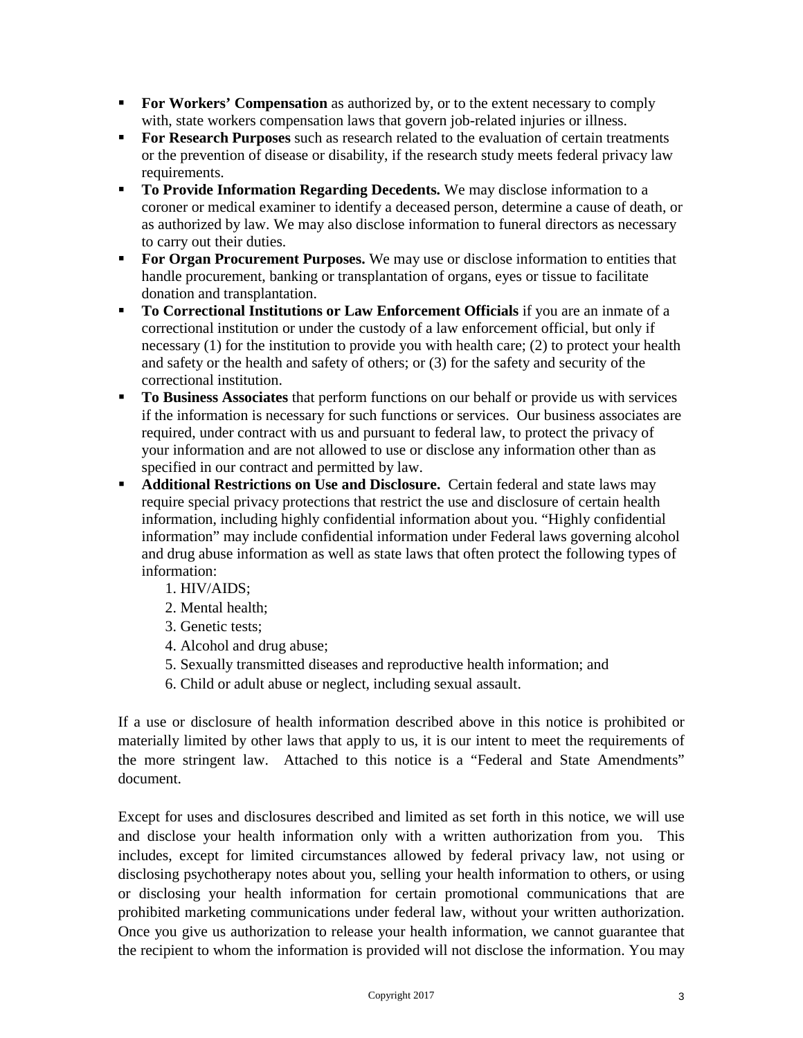- **For Workers' Compensation** as authorized by, or to the extent necessary to comply with, state workers compensation laws that govern job-related injuries or illness.
- **For Research Purposes** such as research related to the evaluation of certain treatments or the prevention of disease or disability, if the research study meets federal privacy law requirements.
- **To Provide Information Regarding Decedents.** We may disclose information to a coroner or medical examiner to identify a deceased person, determine a cause of death, or as authorized by law. We may also disclose information to funeral directors as necessary to carry out their duties.
- **For Organ Procurement Purposes.** We may use or disclose information to entities that handle procurement, banking or transplantation of organs, eyes or tissue to facilitate donation and transplantation.
- **To Correctional Institutions or Law Enforcement Officials** if you are an inmate of a correctional institution or under the custody of a law enforcement official, but only if necessary (1) for the institution to provide you with health care; (2) to protect your health and safety or the health and safety of others; or (3) for the safety and security of the correctional institution.
- **To Business Associates** that perform functions on our behalf or provide us with services if the information is necessary for such functions or services. Our business associates are required, under contract with us and pursuant to federal law, to protect the privacy of your information and are not allowed to use or disclose any information other than as specified in our contract and permitted by law.
- **Additional Restrictions on Use and Disclosure.** Certain federal and state laws may require special privacy protections that restrict the use and disclosure of certain health information, including highly confidential information about you. "Highly confidential information" may include confidential information under Federal laws governing alcohol and drug abuse information as well as state laws that often protect the following types of information:
    1. HIV/AIDS;
    2. Mental health;
    3. Genetic tests;
    4. Alcohol and drug abuse;
    5. Sexually transmitted diseases and reproductive health information; and
    6. Child or adult abuse or neglect, including sexual assault.

If a use or disclosure of health information described above in this notice is prohibited or materially limited by other laws that apply to us, it is our intent to meet the requirements of the more stringent law. Attached to this notice is a "Federal and State Amendments" document.

Except for uses and disclosures described and limited as set forth in this notice, we will use and disclose your health information only with a written authorization from you. This includes, except for limited circumstances allowed by federal privacy law, not using or disclosing psychotherapy notes about you, selling your health information to others, or using or disclosing your health information for certain promotional communications that are prohibited marketing communications under federal law, without your written authorization. Once you give us authorization to release your health information, we cannot guarantee that the recipient to whom the information is provided will not disclose the information. You may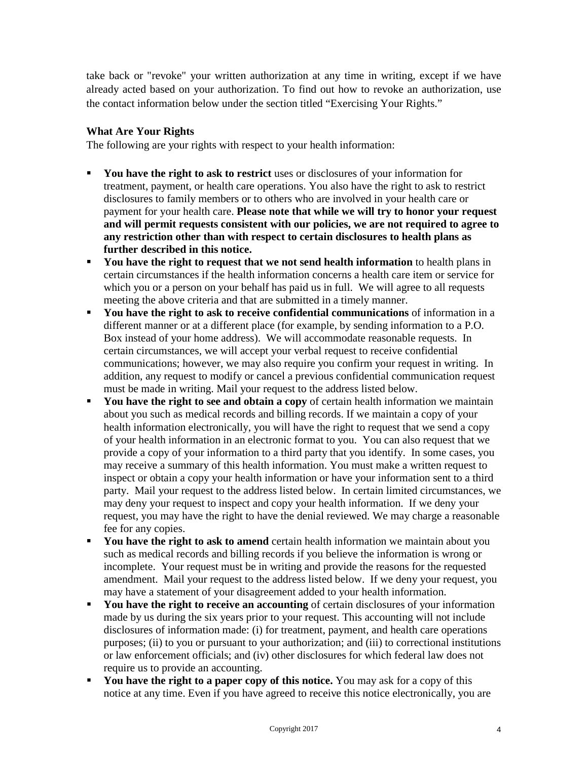take back or "revoke" your written authorization at any time in writing, except if we have already acted based on your authorization. To find out how to revoke an authorization, use the contact information below under the section titled "Exercising Your Rights."

**What Are Your Rights**

The following are your rights with respect to your health information:

- **You have the right to ask to restrict** uses or disclosures of your information for treatment, payment, or health care operations. You also have the right to ask to restrict disclosures to family members or to others who are involved in your health care or payment for your health care. **Please note that while we will try to honor your request and will permit requests consistent with our policies, we are not required to agree to any restriction other than with respect to certain disclosures to health plans as further described in this notice.**
- **You have the right to request that we not send health information** to health plans in certain circumstances if the health information concerns a health care item or service for which you or a person on your behalf has paid us in full. We will agree to all requests meeting the above criteria and that are submitted in a timely manner.
- **You have the right to ask to receive confidential communications** of information in a different manner or at a different place (for example, by sending information to a P.O. Box instead of your home address). We will accommodate reasonable requests. In certain circumstances, we will accept your verbal request to receive confidential communications; however, we may also require you confirm your request in writing. In addition, any request to modify or cancel a previous confidential communication request must be made in writing. Mail your request to the address listed below.
- **You have the right to see and obtain a copy** of certain health information we maintain about you such as medical records and billing records. If we maintain a copy of your health information electronically, you will have the right to request that we send a copy of your health information in an electronic format to you. You can also request that we provide a copy of your information to a third party that you identify. In some cases, you may receive a summary of this health information. You must make a written request to inspect or obtain a copy your health information or have your information sent to a third party. Mail your request to the address listed below. In certain limited circumstances, we may deny your request to inspect and copy your health information. If we deny your request, you may have the right to have the denial reviewed. We may charge a reasonable fee for any copies.
- **You have the right to ask to amend** certain health information we maintain about you such as medical records and billing records if you believe the information is wrong or incomplete. Your request must be in writing and provide the reasons for the requested amendment. Mail your request to the address listed below. If we deny your request, you may have a statement of your disagreement added to your health information.
- **You have the right to receive an accounting** of certain disclosures of your information made by us during the six years prior to your request. This accounting will not include disclosures of information made: (i) for treatment, payment, and health care operations purposes; (ii) to you or pursuant to your authorization; and (iii) to correctional institutions or law enforcement officials; and (iv) other disclosures for which federal law does not require us to provide an accounting.
- **You have the right to a paper copy of this notice.** You may ask for a copy of this notice at any time. Even if you have agreed to receive this notice electronically, you are

Copyright 2017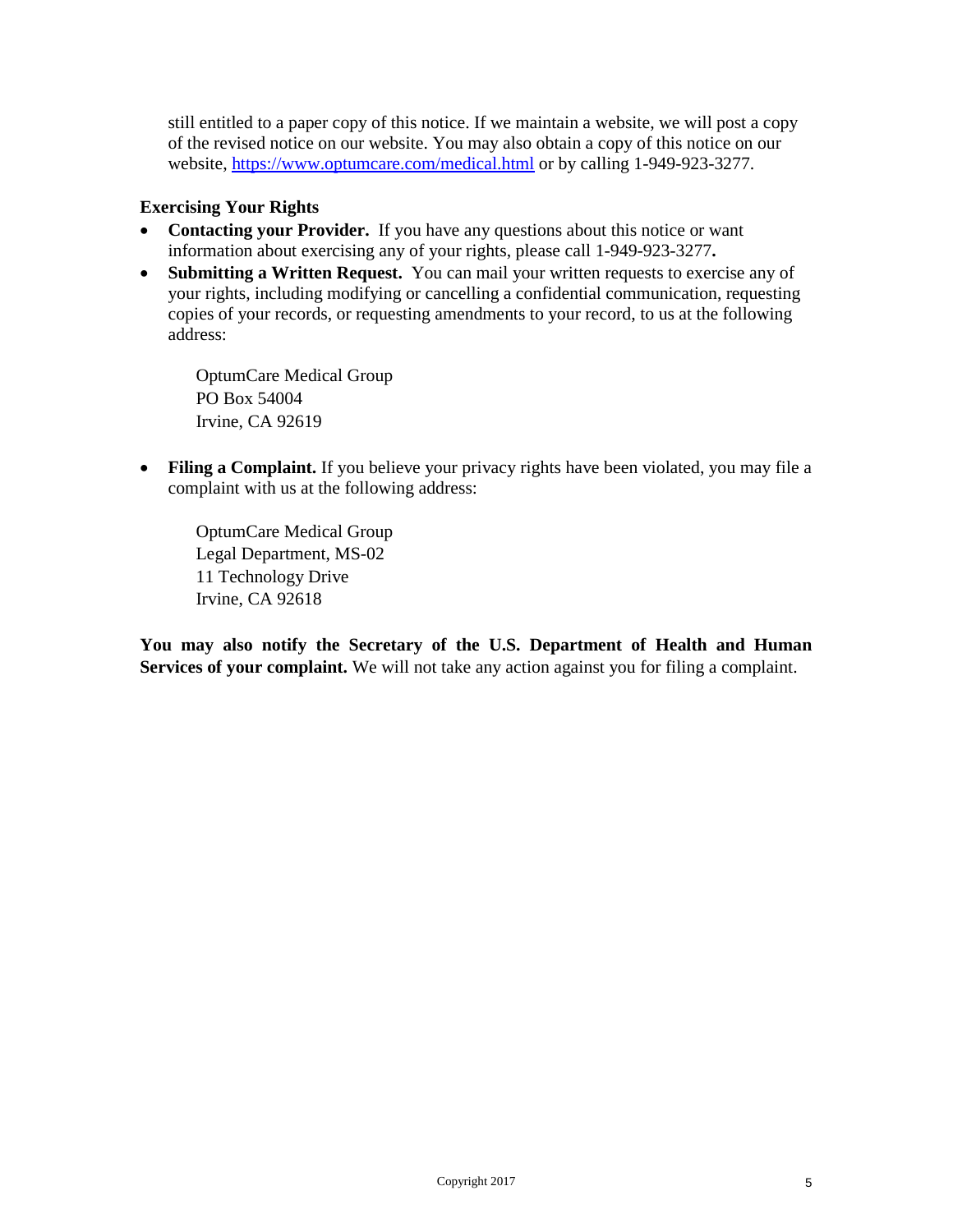still entitled to a paper copy of this notice. If we maintain a website, we will post a copy of the revised notice on our website. You may also obtain a copy of this notice on our website, https://www.optumcare.com/medical.html or by calling 1-949-923-3277.

**Exercising Your Rights**

- **Contacting your Provider.** If you have any questions about this notice or want information about exercising any of your rights, please call 1-949-923-3277**.**
- **Submitting a Written Request.** You can mail your written requests to exercise any of your rights, including modifying or cancelling a confidential communication, requesting copies of your records, or requesting amendments to your record, to us at the following address:

  OptumCare Medical Group
  PO Box 54004
  Irvine, CA 92619

- **Filing a Complaint.** If you believe your privacy rights have been violated, you may file a complaint with us at the following address:

  OptumCare Medical Group
  Legal Department, MS-02
  11 Technology Drive
  Irvine, CA 92618

**You may also notify the Secretary of the U.S. Department of Health and Human Services of your complaint.** We will not take any action against you for filing a complaint.

Copyright 2017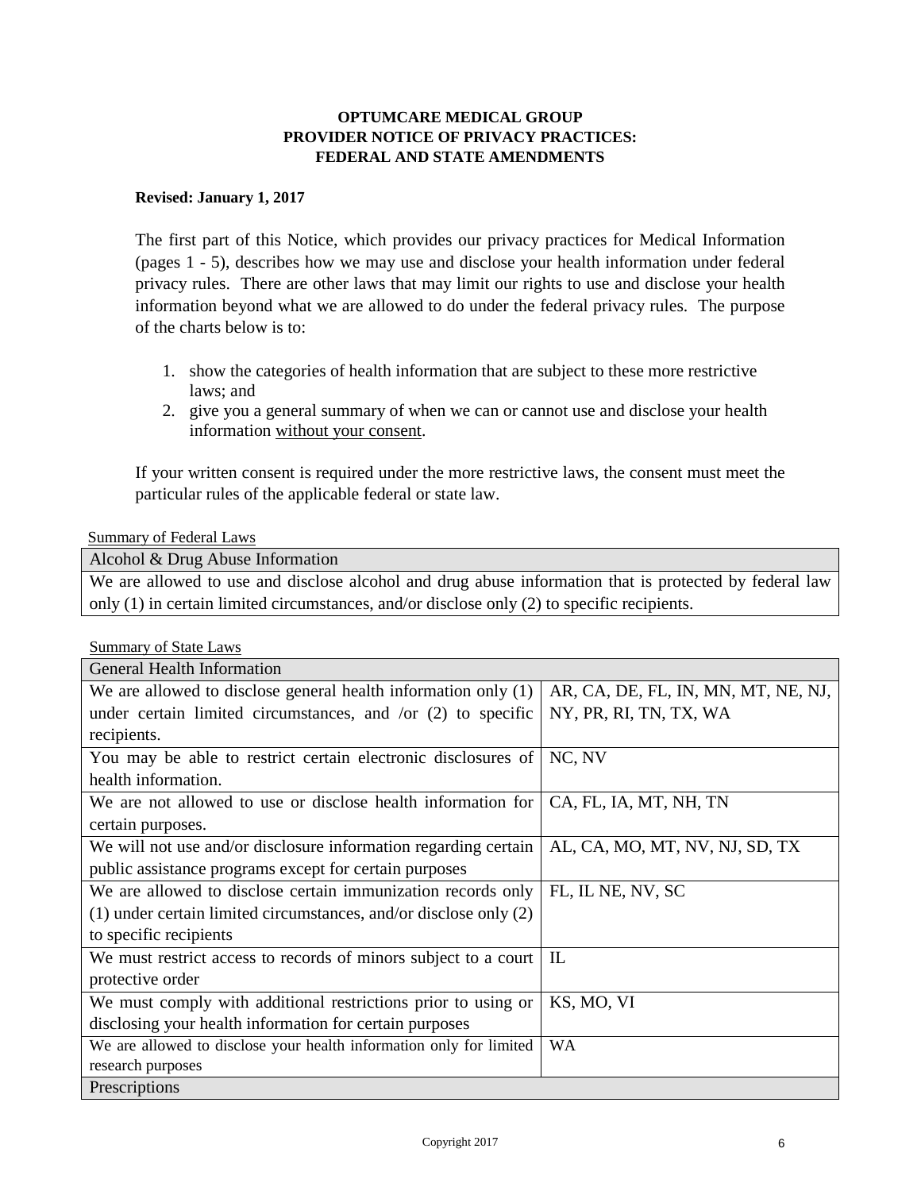**OPTUMCARE MEDICAL GROUP**
**PROVIDER NOTICE OF PRIVACY PRACTICES:**
**FEDERAL AND STATE AMENDMENTS**

**Revised: January 1, 2017**

The first part of this Notice, which provides our privacy practices for Medical Information (pages 1 - 5), describes how we may use and disclose your health information under federal privacy rules. There are other laws that may limit our rights to use and disclose your health information beyond what we are allowed to do under the federal privacy rules. The purpose of the charts below is to:

1. show the categories of health information that are subject to these more restrictive laws; and
2. give you a general summary of when we can or cannot use and disclose your health information without your consent.

If your written consent is required under the more restrictive laws, the consent must meet the particular rules of the applicable federal or state law.

Summary of Federal Laws

| Alcohol & Drug Abuse Information |
| --- |
| We are allowed to use and disclose alcohol and drug abuse information that is protected by federal law only (1) in certain limited circumstances, and/or disclose only (2) to specific recipients. |

Summary of State Laws

| General Health Information | |
| --- | --- |
| We are allowed to disclose general health information only (1) under certain limited circumstances, and /or (2) to specific recipients. | AR, CA, DE, FL, IN, MN, MT, NE, NJ, NY, PR, RI, TN, TX, WA |
| You may be able to restrict certain electronic disclosures of health information. | NC, NV |
| We are not allowed to use or disclose health information for certain purposes. | CA, FL, IA, MT, NH, TN |
| We will not use and/or disclosure information regarding certain public assistance programs except for certain purposes | AL, CA, MO, MT, NV, NJ, SD, TX |
| We are allowed to disclose certain immunization records only (1) under certain limited circumstances, and/or disclose only (2) to specific recipients | FL, IL NE, NV, SC |
| We must restrict access to records of minors subject to a court protective order | IL |
| We must comply with additional restrictions prior to using or disclosing your health information for certain purposes | KS, MO, VI |
| We are allowed to disclose your health information only for limited research purposes | WA |
| Prescriptions | |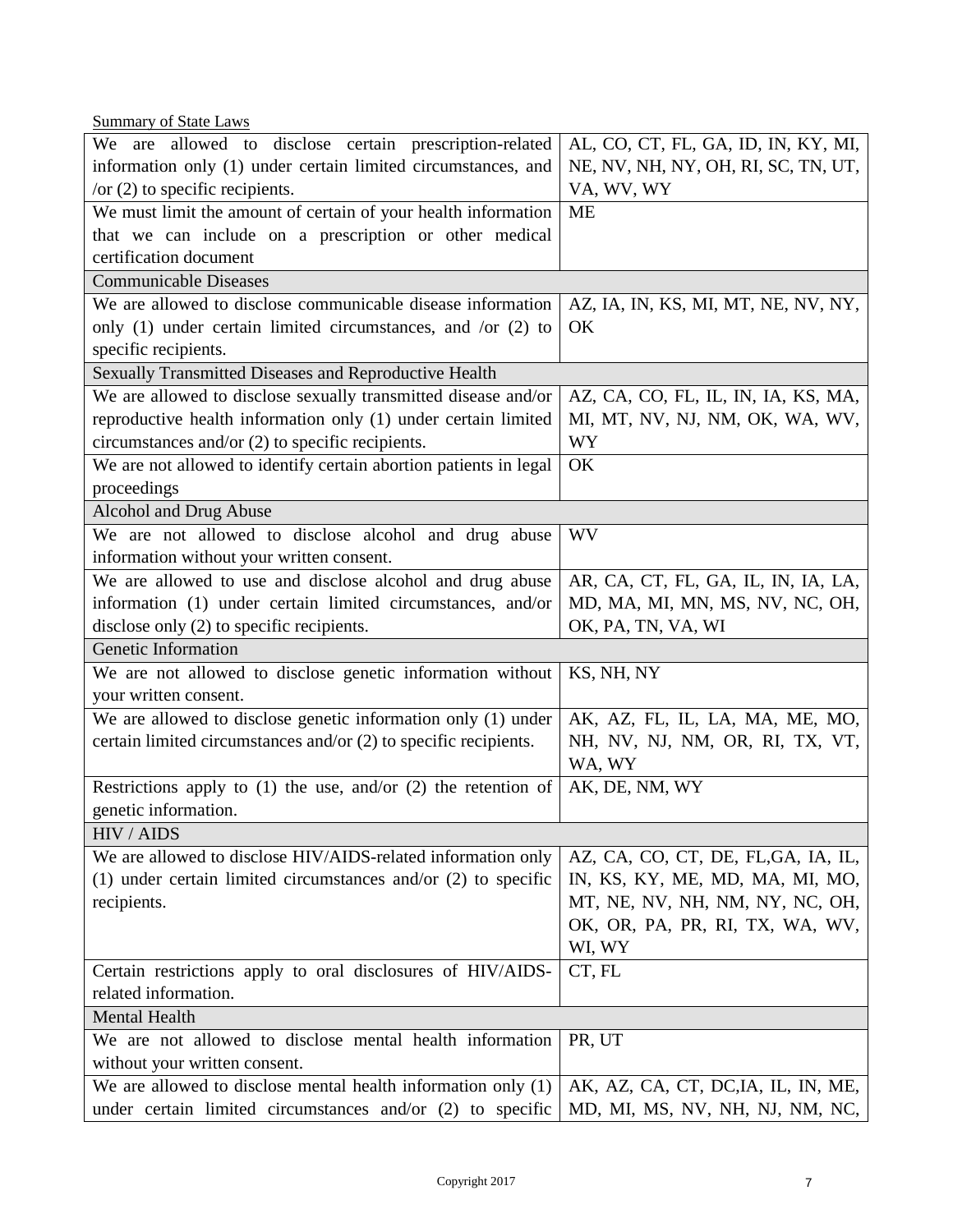Summary of State Laws

| | |
|---|---|
| We are allowed to disclose certain prescription-related information only (1) under certain limited circumstances, and /or (2) to specific recipients. | AL, CO, CT, FL, GA, ID, IN, KY, MI, NE, NV, NH, NY, OH, RI, SC, TN, UT, VA, WV, WY |
| We must limit the amount of certain of your health information that we can include on a prescription or other medical certification document | ME |
| Communicable Diseases | |
| We are allowed to disclose communicable disease information only (1) under certain limited circumstances, and /or (2) to specific recipients. | AZ, IA, IN, KS, MI, MT, NE, NV, NY, OK |
| Sexually Transmitted Diseases and Reproductive Health | |
| We are allowed to disclose sexually transmitted disease and/or reproductive health information only (1) under certain limited circumstances and/or (2) to specific recipients. | AZ, CA, CO, FL, IL, IN, IA, KS, MA, MI, MT, NV, NJ, NM, OK, WA, WV, WY |
| We are not allowed to identify certain abortion patients in legal proceedings | OK |
| Alcohol and Drug Abuse | |
| We are not allowed to disclose alcohol and drug abuse information without your written consent. | WV |
| We are allowed to use and disclose alcohol and drug abuse information (1) under certain limited circumstances, and/or disclose only (2) to specific recipients. | AR, CA, CT, FL, GA, IL, IN, IA, LA, MD, MA, MI, MN, MS, NV, NC, OH, OK, PA, TN, VA, WI |
| Genetic Information | |
| We are not allowed to disclose genetic information without your written consent. | KS, NH, NY |
| We are allowed to disclose genetic information only (1) under certain limited circumstances and/or (2) to specific recipients. | AK, AZ, FL, IL, LA, MA, ME, MO, NH, NV, NJ, NM, OR, RI, TX, VT, WA, WY |
| Restrictions apply to (1) the use, and/or (2) the retention of genetic information. | AK, DE, NM, WY |
| HIV / AIDS | |
| We are allowed to disclose HIV/AIDS-related information only (1) under certain limited circumstances and/or (2) to specific recipients. | AZ, CA, CO, CT, DE, FL,GA, IA, IL, IN, KS, KY, ME, MD, MA, MI, MO, MT, NE, NV, NH, NM, NY, NC, OH, OK, OR, PA, PR, RI, TX, WA, WV, WI, WY |
| Certain restrictions apply to oral disclosures of HIV/AIDS-related information. | CT, FL |
| Mental Health | |
| We are not allowed to disclose mental health information without your written consent. | PR, UT |
| We are allowed to disclose mental health information only (1) under certain limited circumstances and/or (2) to specific | AK, AZ, CA, CT, DC,IA, IL, IN, ME, MD, MI, MS, NV, NH, NJ, NM, NC, |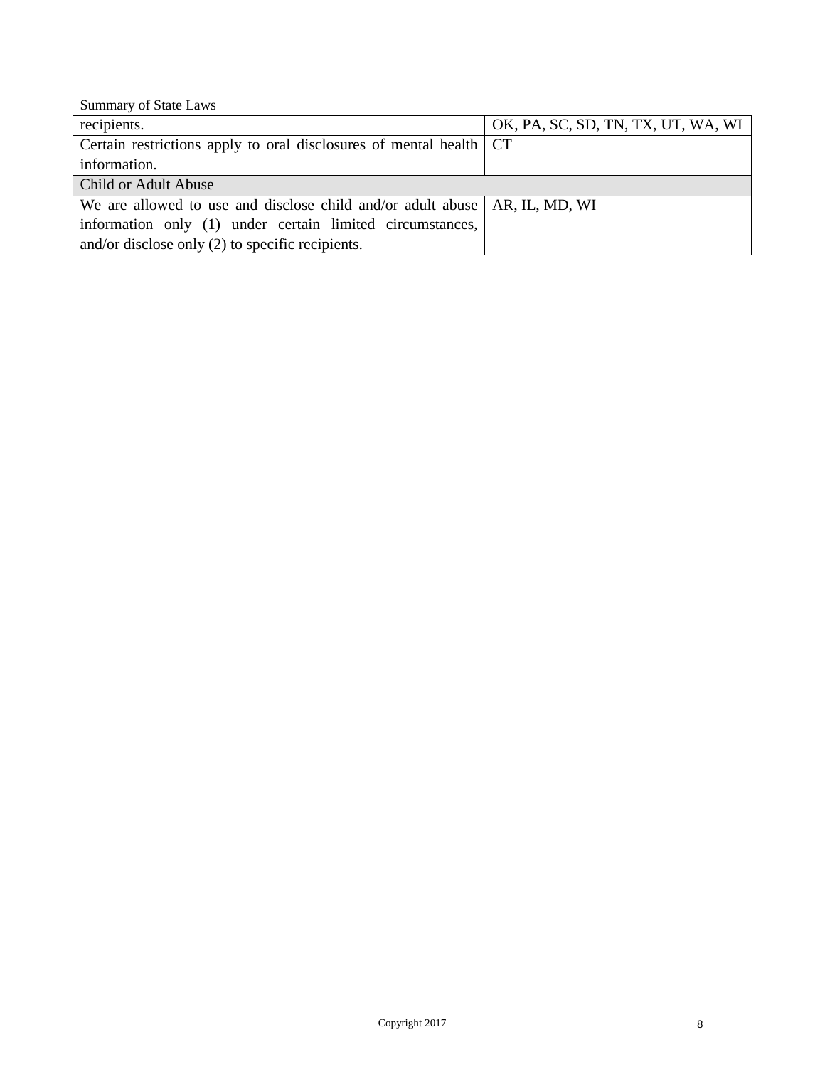Summary of State Laws

| | |
|---|---|
| recipients. | OK, PA, SC, SD, TN, TX, UT, WA, WI |
| Certain restrictions apply to oral disclosures of mental health information. | CT |
| Child or Adult Abuse | |
| We are allowed to use and disclose child and/or adult abuse information only (1) under certain limited circumstances, and/or disclose only (2) to specific recipients. | AR, IL, MD, WI |

Copyright 2017